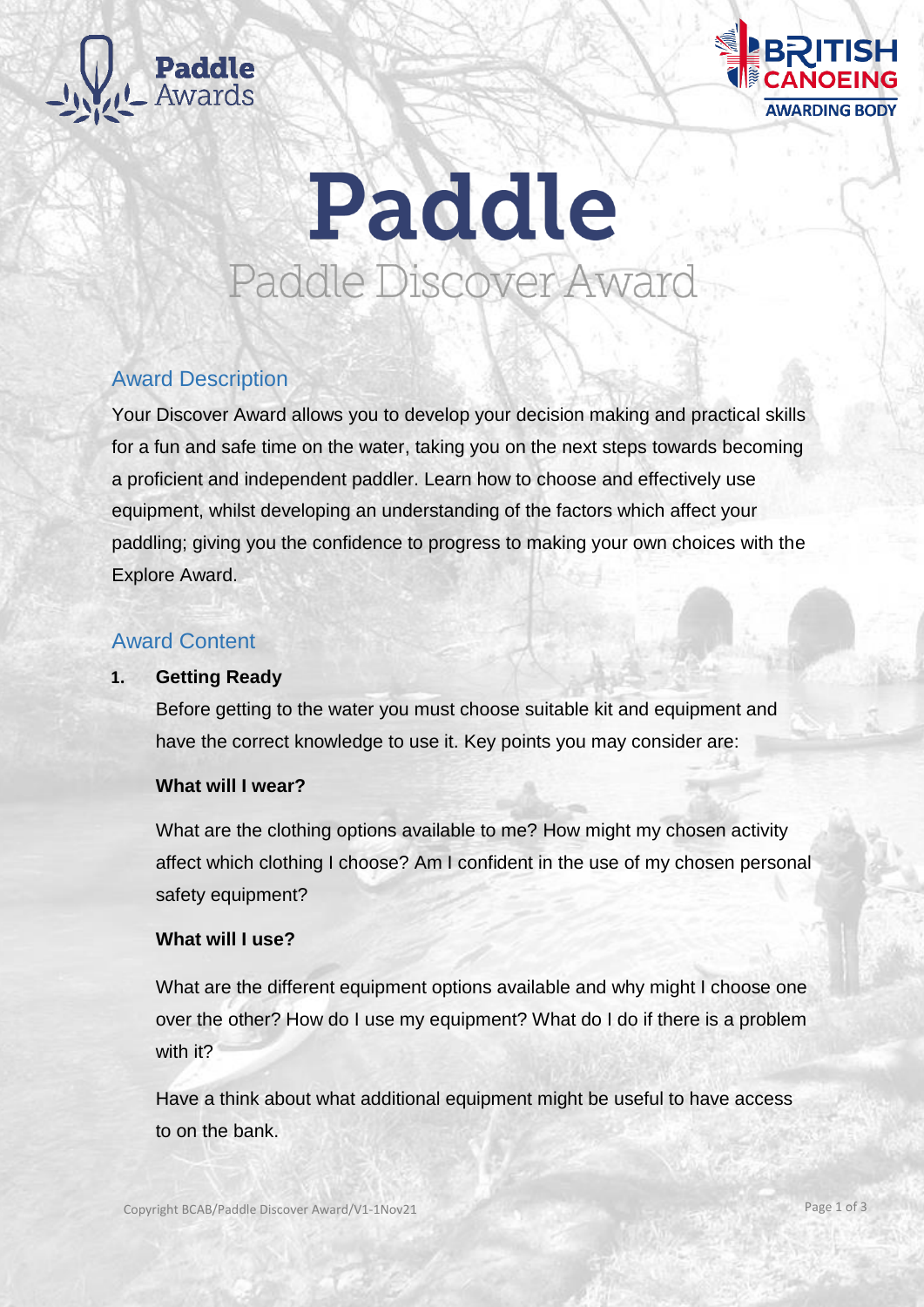# Paddle

## Paddle Discover Award

### Award Description

Your Discover Award allows you to develop your decision making and practical skills for a fun and safe time on the water, taking you on the next steps towards becoming a proficient and independent paddler. Learn how to choose and effectively use equipment, whilst developing an understanding of the factors which affect your paddling; giving you the confidence to progress to making your own choices with the Explore Award.

### Award Content

1. **Getting Ready**

   Before getting to the water you must choose suitable kit and equipment and have the correct knowledge to use it. Key points you may consider are:

   **What will I wear?**

   What are the clothing options available to me? How might my chosen activity affect which clothing I choose? Am I confident in the use of my chosen personal safety equipment?

   **What will I use?**

   What are the different equipment options available and why might I choose one over the other? How do I use my equipment? What do I do if there is a problem with it?

   Have a think about what additional equipment might be useful to have access to on the bank.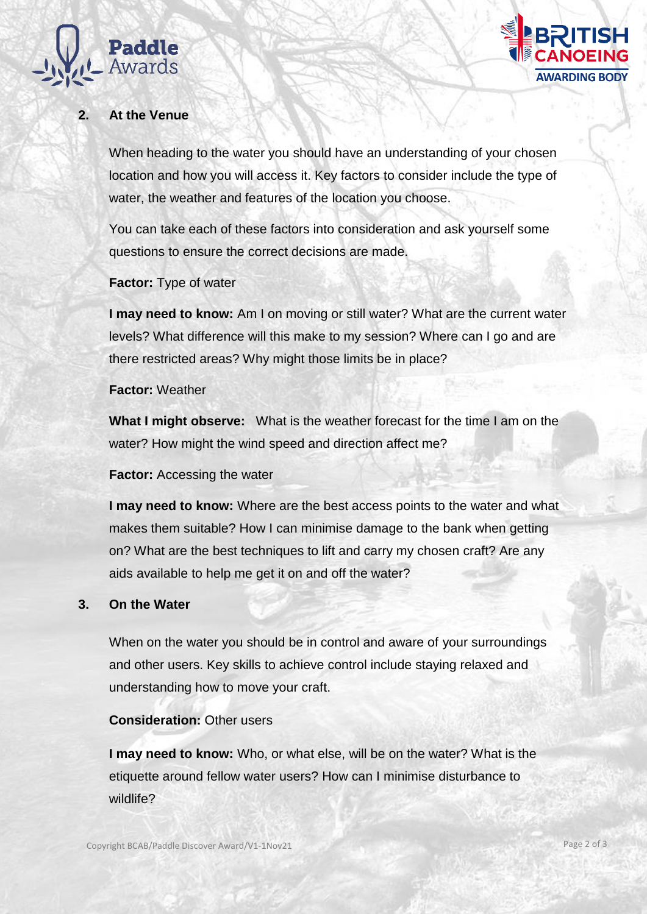## 2. At the Venue

When heading to the water you should have an understanding of your chosen location and how you will access it. Key factors to consider include the type of water, the weather and features of the location you choose.

You can take each of these factors into consideration and ask yourself some questions to ensure the correct decisions are made.

**Factor:** Type of water

**I may need to know:** Am I on moving or still water? What are the current water levels? What difference will this make to my session? Where can I go and are there restricted areas? Why might those limits be in place?

**Factor:** Weather

**What I might observe:** What is the weather forecast for the time I am on the water? How might the wind speed and direction affect me?

**Factor:** Accessing the water

**I may need to know:** Where are the best access points to the water and what makes them suitable? How I can minimise damage to the bank when getting on? What are the best techniques to lift and carry my chosen craft? Are any aids available to help me get it on and off the water?

## 3. On the Water

When on the water you should be in control and aware of your surroundings and other users. Key skills to achieve control include staying relaxed and understanding how to move your craft.

**Consideration:** Other users

**I may need to know:** Who, or what else, will be on the water? What is the etiquette around fellow water users? How can I minimise disturbance to wildlife?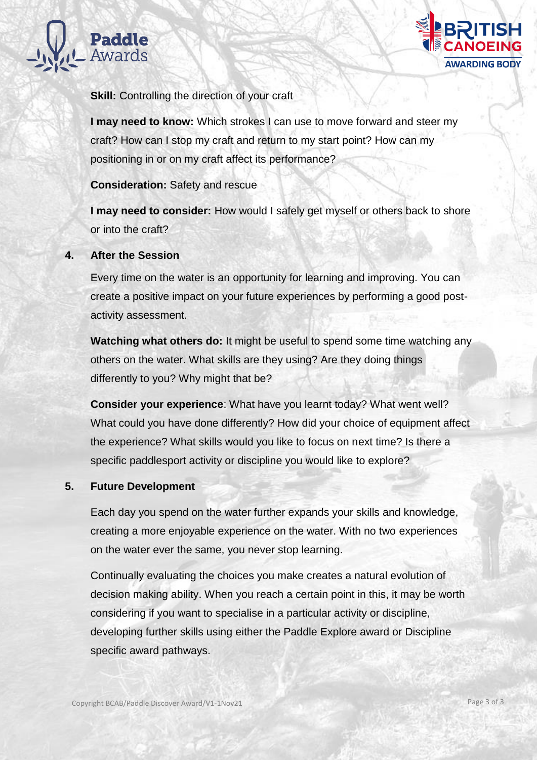**Skill:** Controlling the direction of your craft

**I may need to know:** Which strokes I can use to move forward and steer my craft? How can I stop my craft and return to my start point? How can my positioning in or on my craft affect its performance?

**Consideration:** Safety and rescue

**I may need to consider:** How would I safely get myself or others back to shore or into the craft?

## 4. After the Session

Every time on the water is an opportunity for learning and improving. You can create a positive impact on your future experiences by performing a good post-activity assessment.

**Watching what others do:** It might be useful to spend some time watching any others on the water. What skills are they using? Are they doing things differently to you? Why might that be?

**Consider your experience**: What have you learnt today? What went well? What could you have done differently? How did your choice of equipment affect the experience? What skills would you like to focus on next time? Is there a specific paddlesport activity or discipline you would like to explore?

## 5. Future Development

Each day you spend on the water further expands your skills and knowledge, creating a more enjoyable experience on the water. With no two experiences on the water ever the same, you never stop learning.

Continually evaluating the choices you make creates a natural evolution of decision making ability. When you reach a certain point in this, it may be worth considering if you want to specialise in a particular activity or discipline, developing further skills using either the Paddle Explore award or Discipline specific award pathways.